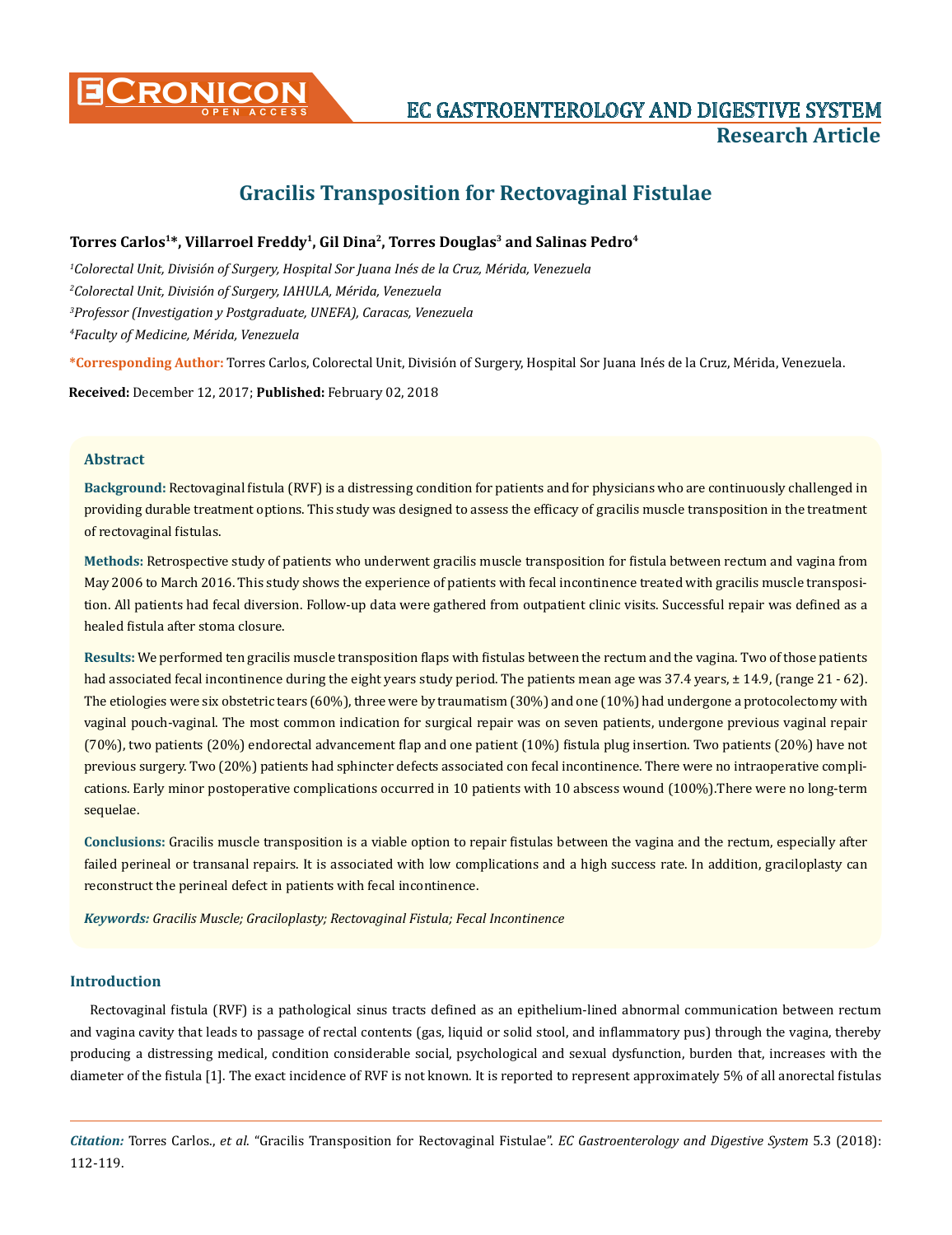# Gracilis Transposition for Rectovaginal Fistulae

**Torres Carlos[1]\*, Villarroel Freddy[1], Gil Dina[2], Torres Douglas[3] and Salinas Pedro[4]**

*[1]Colorectal Unit, División of Surgery, Hospital Sor Juana Inés de la Cruz, Mérida, Venezuela*

*[2]Colorectal Unit, División of Surgery, IAHULA, Mérida, Venezuela*

*[3]Professor (Investigation y Postgraduate, UNEFA), Caracas, Venezuela*

*[4]Faculty of Medicine, Mérida, Venezuela*

**\*Corresponding Author:** Torres Carlos, Colorectal Unit, División of Surgery, Hospital Sor Juana Inés de la Cruz, Mérida, Venezuela.

**Received:** December 12, 2017; **Published:** February 02, 2018

## Abstract

**Background:** Rectovaginal fistula (RVF) is a distressing condition for patients and for physicians who are continuously challenged in providing durable treatment options. This study was designed to assess the efficacy of gracilis muscle transposition in the treatment of rectovaginal fistulas.

**Methods:** Retrospective study of patients who underwent gracilis muscle transposition for fistula between rectum and vagina from May 2006 to March 2016. This study shows the experience of patients with fecal incontinence treated with gracilis muscle transposition. All patients had fecal diversion. Follow-up data were gathered from outpatient clinic visits. Successful repair was defined as a healed fistula after stoma closure.

**Results:** We performed ten gracilis muscle transposition flaps with fistulas between the rectum and the vagina. Two of those patients had associated fecal incontinence during the eight years study period. The patients mean age was 37.4 years, ± 14.9, (range 21 - 62). The etiologies were six obstetric tears (60%), three were by traumatism (30%) and one (10%) had undergone a protocolectomy with vaginal pouch-vaginal. The most common indication for surgical repair was on seven patients, undergone previous vaginal repair (70%), two patients (20%) endorectal advancement flap and one patient (10%) fistula plug insertion. Two patients (20%) have not previous surgery. Two (20%) patients had sphincter defects associated con fecal incontinence. There were no intraoperative complications. Early minor postoperative complications occurred in 10 patients with 10 abscess wound (100%).There were no long-term sequelae.

**Conclusions:** Gracilis muscle transposition is a viable option to repair fistulas between the vagina and the rectum, especially after failed perineal or transanal repairs. It is associated with low complications and a high success rate. In addition, graciloplasty can reconstruct the perineal defect in patients with fecal incontinence.

***Keywords:*** *Gracilis Muscle; Graciloplasty; Rectovaginal Fistula; Fecal Incontinence*

## Introduction

Rectovaginal fistula (RVF) is a pathological sinus tracts defined as an epithelium-lined abnormal communication between rectum and vagina cavity that leads to passage of rectal contents (gas, liquid or solid stool, and inflammatory pus) through the vagina, thereby producing a distressing medical, condition considerable social, psychological and sexual dysfunction, burden that, increases with the diameter of the fistula [1]. The exact incidence of RVF is not known. It is reported to represent approximately 5% of all anorectal fistulas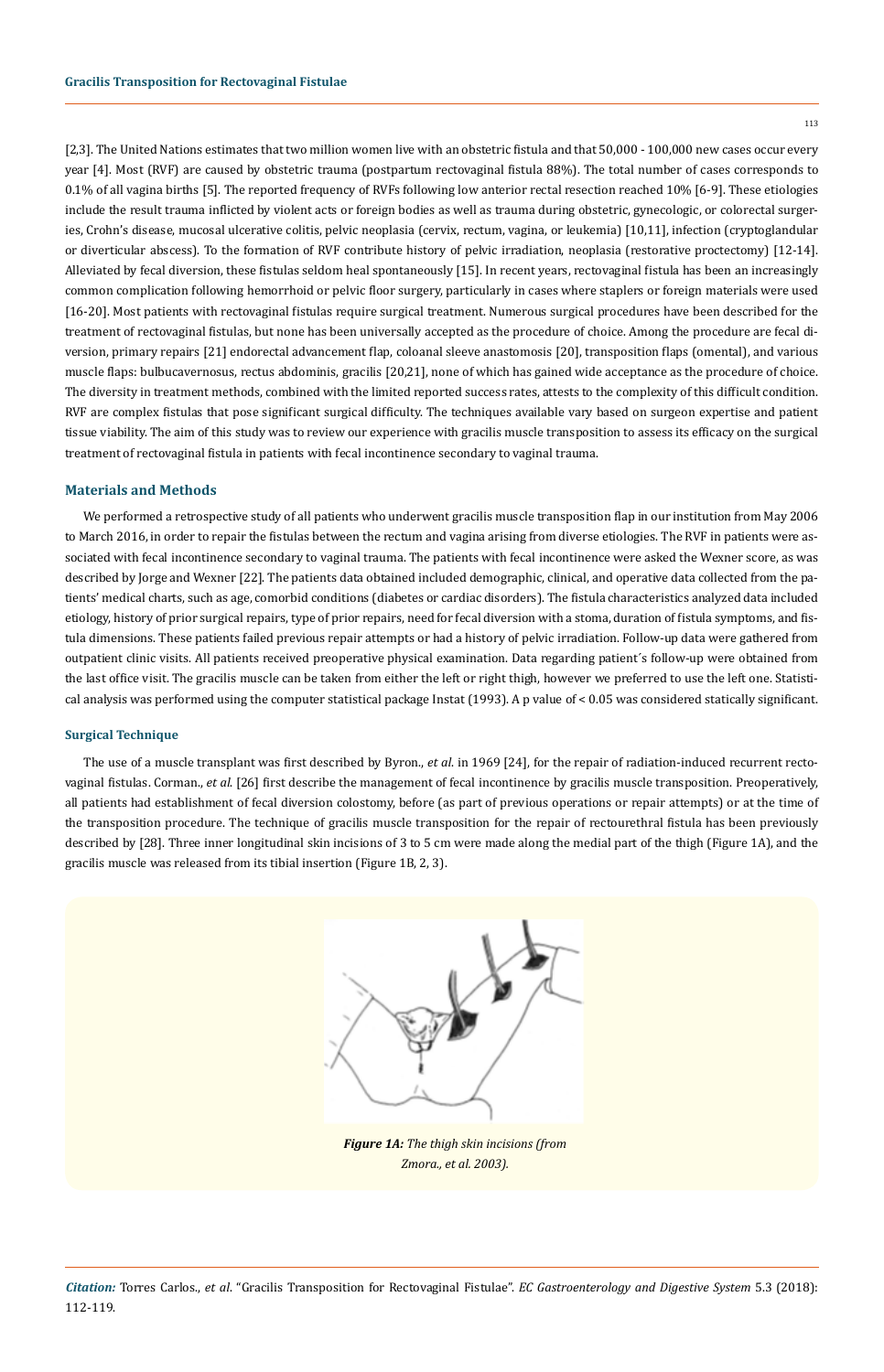[2,3]. The United Nations estimates that two million women live with an obstetric fistula and that 50,000 - 100,000 new cases occur every year [4]. Most (RVF) are caused by obstetric trauma (postpartum rectovaginal fistula 88%). The total number of cases corresponds to 0.1% of all vagina births [5]. The reported frequency of RVFs following low anterior rectal resection reached 10% [6-9]. These etiologies include the result trauma inflicted by violent acts or foreign bodies as well as trauma during obstetric, gynecologic, or colorectal surgeries, Crohn's disease, mucosal ulcerative colitis, pelvic neoplasia (cervix, rectum, vagina, or leukemia) [10,11], infection (cryptoglandular or diverticular abscess). To the formation of RVF contribute history of pelvic irradiation, neoplasia (restorative proctectomy) [12-14]. Alleviated by fecal diversion, these fistulas seldom heal spontaneously [15]. In recent years, rectovaginal fistula has been an increasingly common complication following hemorrhoid or pelvic floor surgery, particularly in cases where staplers or foreign materials were used [16-20]. Most patients with rectovaginal fistulas require surgical treatment. Numerous surgical procedures have been described for the treatment of rectovaginal fistulas, but none has been universally accepted as the procedure of choice. Among the procedure are fecal diversion, primary repairs [21] endorectal advancement flap, coloanal sleeve anastomosis [20], transposition flaps (omental), and various muscle flaps: bulbucavernosus, rectus abdominis, gracilis [20,21], none of which has gained wide acceptance as the procedure of choice. The diversity in treatment methods, combined with the limited reported success rates, attests to the complexity of this difficult condition. RVF are complex fistulas that pose significant surgical difficulty. The techniques available vary based on surgeon expertise and patient tissue viability. The aim of this study was to review our experience with gracilis muscle transposition to assess its efficacy on the surgical treatment of rectovaginal fistula in patients with fecal incontinence secondary to vaginal trauma.

## Materials and Methods

We performed a retrospective study of all patients who underwent gracilis muscle transposition flap in our institution from May 2006 to March 2016, in order to repair the fistulas between the rectum and vagina arising from diverse etiologies. The RVF in patients were associated with fecal incontinence secondary to vaginal trauma. The patients with fecal incontinence were asked the Wexner score, as was described by Jorge and Wexner [22]. The patients data obtained included demographic, clinical, and operative data collected from the patients' medical charts, such as age, comorbid conditions (diabetes or cardiac disorders). The fistula characteristics analyzed data included etiology, history of prior surgical repairs, type of prior repairs, need for fecal diversion with a stoma, duration of fistula symptoms, and fistula dimensions. These patients failed previous repair attempts or had a history of pelvic irradiation. Follow-up data were gathered from outpatient clinic visits. All patients received preoperative physical examination. Data regarding patient´s follow-up were obtained from the last office visit. The gracilis muscle can be taken from either the left or right thigh, however we preferred to use the left one. Statistical analysis was performed using the computer statistical package Instat (1993). A p value of < 0.05 was considered statically significant.

### Surgical Technique

The use of a muscle transplant was first described by Byron., *et al*. in 1969 [24], for the repair of radiation-induced recurrent rectovaginal fistulas. Corman., *et al*. [26] first describe the management of fecal incontinence by gracilis muscle transposition. Preoperatively, all patients had establishment of fecal diversion colostomy, before (as part of previous operations or repair attempts) or at the time of the transposition procedure. The technique of gracilis muscle transposition for the repair of rectourethral fistula has been previously described by [28]. Three inner longitudinal skin incisions of 3 to 5 cm were made along the medial part of the thigh (Figure 1A), and the gracilis muscle was released from its tibial insertion (Figure 1B, 2, 3).

***Figure 1A:*** *The thigh skin incisions (from Zmora., et al. 2003).*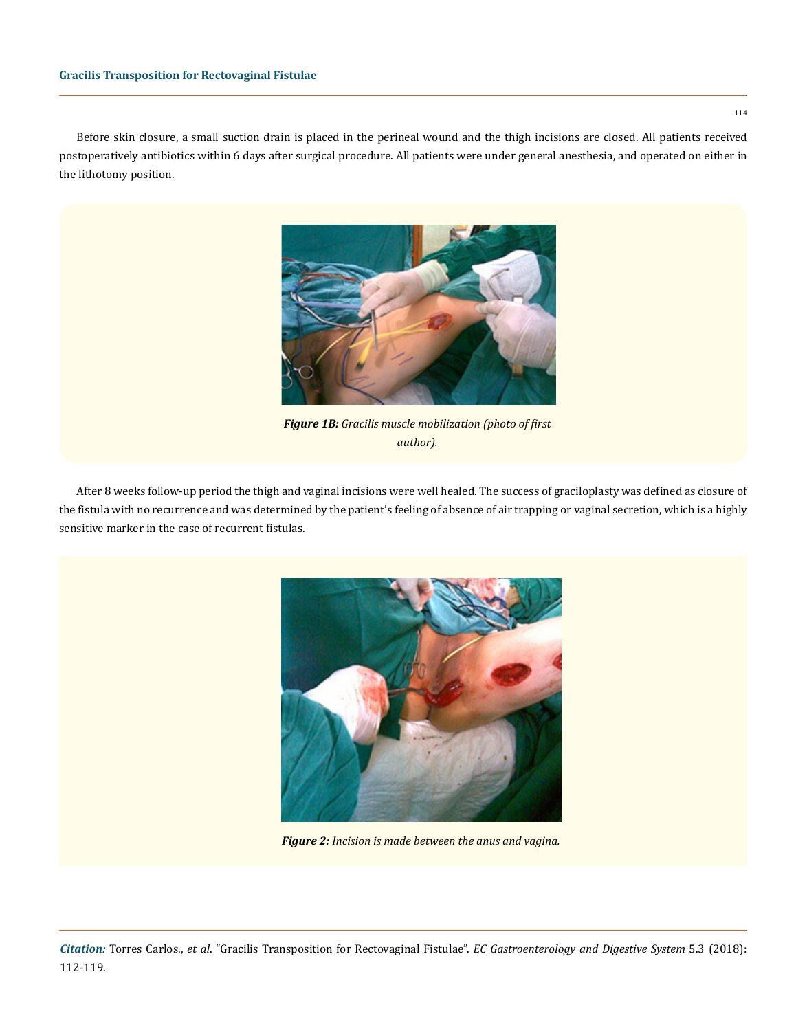Before skin closure, a small suction drain is placed in the perineal wound and the thigh incisions are closed. All patients received postoperatively antibiotics within 6 days after surgical procedure. All patients were under general anesthesia, and operated on either in the lithotomy position.

***Figure 1B:*** *Gracilis muscle mobilization (photo of first author).*

After 8 weeks follow-up period the thigh and vaginal incisions were well healed. The success of graciloplasty was defined as closure of the fistula with no recurrence and was determined by the patient's feeling of absence of air trapping or vaginal secretion, which is a highly sensitive marker in the case of recurrent fistulas.

***Figure 2:*** *Incision is made between the anus and vagina.*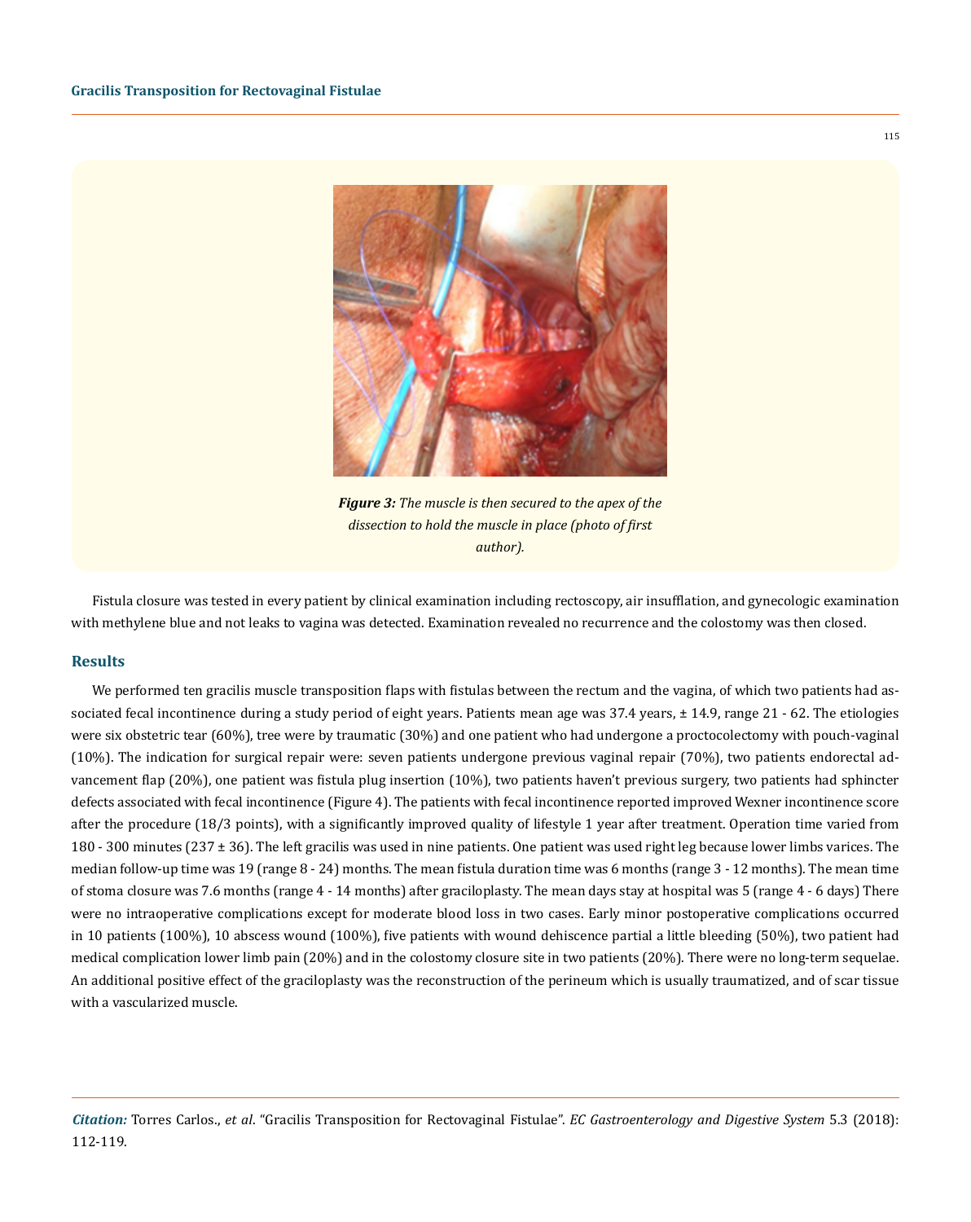*Figure 3: The muscle is then secured to the apex of the dissection to hold the muscle in place (photo of first author).*

Fistula closure was tested in every patient by clinical examination including rectoscopy, air insufflation, and gynecologic examination with methylene blue and not leaks to vagina was detected. Examination revealed no recurrence and the colostomy was then closed.

## Results

We performed ten gracilis muscle transposition flaps with fistulas between the rectum and the vagina, of which two patients had associated fecal incontinence during a study period of eight years. Patients mean age was 37.4 years, ± 14.9, range 21 - 62. The etiologies were six obstetric tear (60%), tree were by traumatic (30%) and one patient who had undergone a proctocolectomy with pouch-vaginal (10%). The indication for surgical repair were: seven patients undergone previous vaginal repair (70%), two patients endorectal advancement flap (20%), one patient was fistula plug insertion (10%), two patients haven't previous surgery, two patients had sphincter defects associated with fecal incontinence (Figure 4). The patients with fecal incontinence reported improved Wexner incontinence score after the procedure (18/3 points), with a significantly improved quality of lifestyle 1 year after treatment. Operation time varied from 180 - 300 minutes (237 ± 36). The left gracilis was used in nine patients. One patient was used right leg because lower limbs varices. The median follow-up time was 19 (range 8 - 24) months. The mean fistula duration time was 6 months (range 3 - 12 months). The mean time of stoma closure was 7.6 months (range 4 - 14 months) after graciloplasty. The mean days stay at hospital was 5 (range 4 - 6 days) There were no intraoperative complications except for moderate blood loss in two cases. Early minor postoperative complications occurred in 10 patients (100%), 10 abscess wound (100%), five patients with wound dehiscence partial a little bleeding (50%), two patient had medical complication lower limb pain (20%) and in the colostomy closure site in two patients (20%). There were no long-term sequelae. An additional positive effect of the graciloplasty was the reconstruction of the perineum which is usually traumatized, and of scar tissue with a vascularized muscle.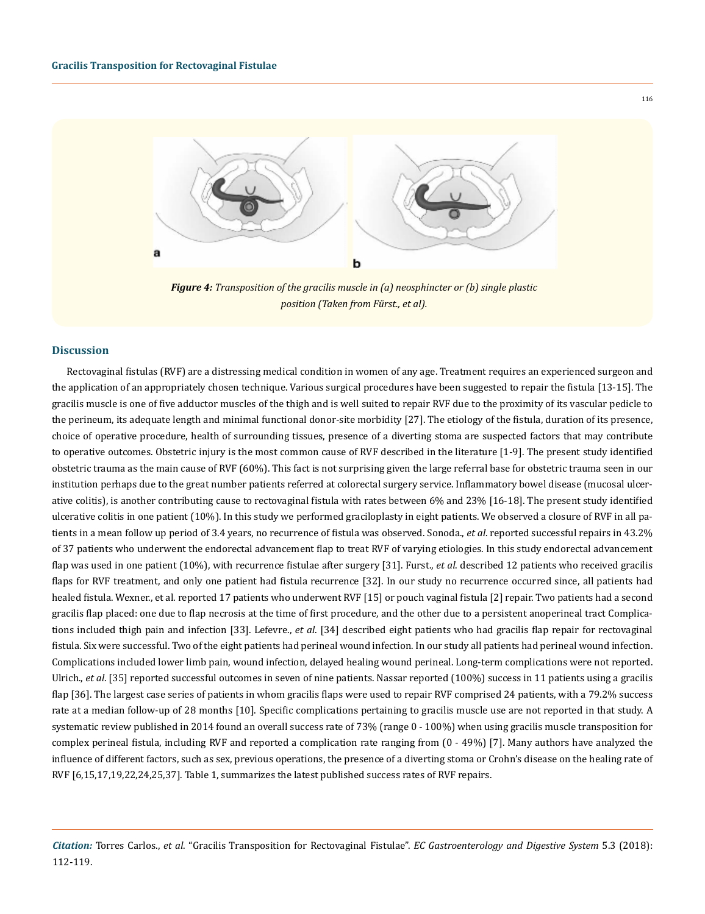*Figure 4: Transposition of the gracilis muscle in (a) neosphincter or (b) single plastic position (Taken from Fürst., et al).*

## Discussion

Rectovaginal fistulas (RVF) are a distressing medical condition in women of any age. Treatment requires an experienced surgeon and the application of an appropriately chosen technique. Various surgical procedures have been suggested to repair the fistula [13-15]. The gracilis muscle is one of five adductor muscles of the thigh and is well suited to repair RVF due to the proximity of its vascular pedicle to the perineum, its adequate length and minimal functional donor-site morbidity [27]. The etiology of the fistula, duration of its presence, choice of operative procedure, health of surrounding tissues, presence of a diverting stoma are suspected factors that may contribute to operative outcomes. Obstetric injury is the most common cause of RVF described in the literature [1-9]. The present study identified obstetric trauma as the main cause of RVF (60%). This fact is not surprising given the large referral base for obstetric trauma seen in our institution perhaps due to the great number patients referred at colorectal surgery service. Inflammatory bowel disease (mucosal ulcerative colitis), is another contributing cause to rectovaginal fistula with rates between 6% and 23% [16-18]. The present study identified ulcerative colitis in one patient (10%). In this study we performed graciloplasty in eight patients. We observed a closure of RVF in all patients in a mean follow up period of 3.4 years, no recurrence of fistula was observed. Sonoda., *et al*. reported successful repairs in 43.2% of 37 patients who underwent the endorectal advancement flap to treat RVF of varying etiologies. In this study endorectal advancement flap was used in one patient (10%), with recurrence fistulae after surgery [31]. Furst., *et al*. described 12 patients who received gracilis flaps for RVF treatment, and only one patient had fistula recurrence [32]. In our study no recurrence occurred since, all patients had healed fistula. Wexner., et al. reported 17 patients who underwent RVF [15] or pouch vaginal fistula [2] repair. Two patients had a second gracilis flap placed: one due to flap necrosis at the time of first procedure, and the other due to a persistent anoperineal tract Complications included thigh pain and infection [33]. Lefevre., *et al*. [34] described eight patients who had gracilis flap repair for rectovaginal fistula. Six were successful. Two of the eight patients had perineal wound infection. In our study all patients had perineal wound infection. Complications included lower limb pain, wound infection, delayed healing wound perineal. Long-term complications were not reported. Ulrich., *et al*. [35] reported successful outcomes in seven of nine patients. Nassar reported (100%) success in 11 patients using a gracilis flap [36]. The largest case series of patients in whom gracilis flaps were used to repair RVF comprised 24 patients, with a 79.2% success rate at a median follow-up of 28 months [10]. Specific complications pertaining to gracilis muscle use are not reported in that study. A systematic review published in 2014 found an overall success rate of 73% (range 0 - 100%) when using gracilis muscle transposition for complex perineal fistula, including RVF and reported a complication rate ranging from (0 - 49%) [7]. Many authors have analyzed the influence of different factors, such as sex, previous operations, the presence of a diverting stoma or Crohn's disease on the healing rate of RVF [6,15,17,19,22,24,25,37]. Table 1, summarizes the latest published success rates of RVF repairs.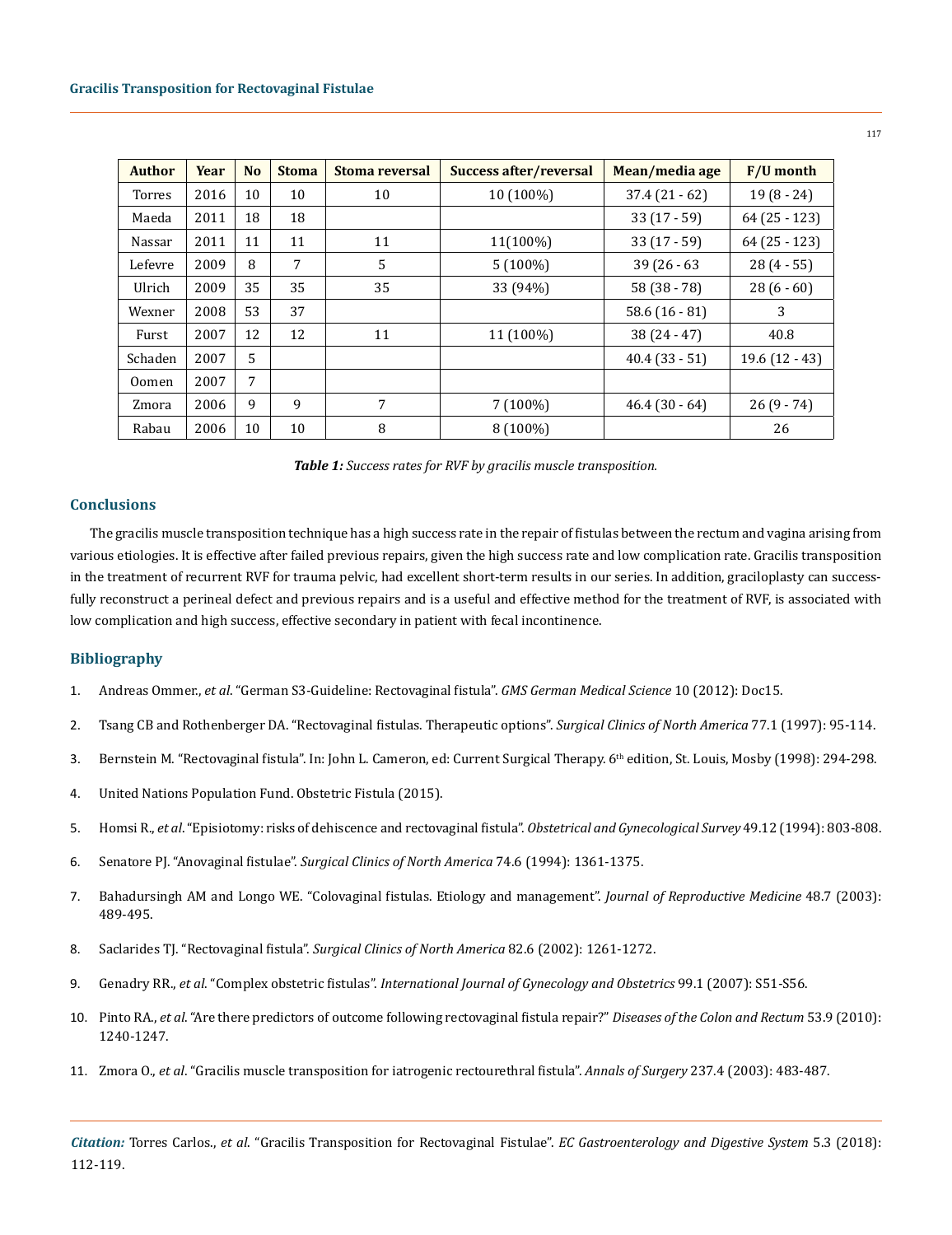| Author | Year | No | Stoma | Stoma reversal | Success after/reversal | Mean/media age | F/U month |
|---|---|---|---|---|---|---|---|
| Torres | 2016 | 10 | 10 | 10 | 10 (100%) | 37.4 (21 - 62) | 19 (8 - 24) |
| Maeda | 2011 | 18 | 18 | | | 33 (17 - 59) | 64 (25 - 123) |
| Nassar | 2011 | 11 | 11 | 11 | 11(100%) | 33 (17 - 59) | 64 (25 - 123) |
| Lefevre | 2009 | 8 | 7 | 5 | 5 (100%) | 39 (26 - 63 | 28 (4 - 55) |
| Ulrich | 2009 | 35 | 35 | 35 | 33 (94%) | 58 (38 - 78) | 28 (6 - 60) |
| Wexner | 2008 | 53 | 37 | | | 58.6 (16 - 81) | 3 |
| Furst | 2007 | 12 | 12 | 11 | 11 (100%) | 38 (24 - 47) | 40.8 |
| Schaden | 2007 | 5 | | | | 40.4 (33 - 51) | 19.6 (12 - 43) |
| Oomen | 2007 | 7 | | | | | |
| Zmora | 2006 | 9 | 9 | 7 | 7 (100%) | 46.4 (30 - 64) | 26 (9 - 74) |
| Rabau | 2006 | 10 | 10 | 8 | 8 (100%) | | 26 |

***Table 1:*** *Success rates for RVF by gracilis muscle transposition.*

## Conclusions

The gracilis muscle transposition technique has a high success rate in the repair of fistulas between the rectum and vagina arising from various etiologies. It is effective after failed previous repairs, given the high success rate and low complication rate. Gracilis transposition in the treatment of recurrent RVF for trauma pelvic, had excellent short-term results in our series. In addition, graciloplasty can successfully reconstruct a perineal defect and previous repairs and is a useful and effective method for the treatment of RVF, is associated with low complication and high success, effective secondary in patient with fecal incontinence.

## Bibliography

1. Andreas Ommer., *et al*. "German S3-Guideline: Rectovaginal fistula". *GMS German Medical Science* 10 (2012): Doc15.
2. Tsang CB and Rothenberger DA. "Rectovaginal fistulas. Therapeutic options". *Surgical Clinics of North America* 77.1 (1997): 95-114.
3. Bernstein M. "Rectovaginal fistula". In: John L. Cameron, ed: Current Surgical Therapy. 6th edition, St. Louis, Mosby (1998): 294-298.
4. United Nations Population Fund. Obstetric Fistula (2015).
5. Homsi R., *et al*. "Episiotomy: risks of dehiscence and rectovaginal fistula". *Obstetrical and Gynecological Survey* 49.12 (1994): 803-808.
6. Senatore PJ. "Anovaginal fistulae". *Surgical Clinics of North America* 74.6 (1994): 1361-1375.
7. Bahadursingh AM and Longo WE. "Colovaginal fistulas. Etiology and management". *Journal of Reproductive Medicine* 48.7 (2003): 489-495.
8. Saclarides TJ. "Rectovaginal fistula". *Surgical Clinics of North America* 82.6 (2002): 1261-1272.
9. Genadry RR., *et al*. "Complex obstetric fistulas". *International Journal of Gynecology and Obstetrics* 99.1 (2007): S51-S56.
10. Pinto RA., *et al*. "Are there predictors of outcome following rectovaginal fistula repair?" *Diseases of the Colon and Rectum* 53.9 (2010): 1240-1247.
11. Zmora O., *et al*. "Gracilis muscle transposition for iatrogenic rectourethral fistula". *Annals of Surgery* 237.4 (2003): 483-487.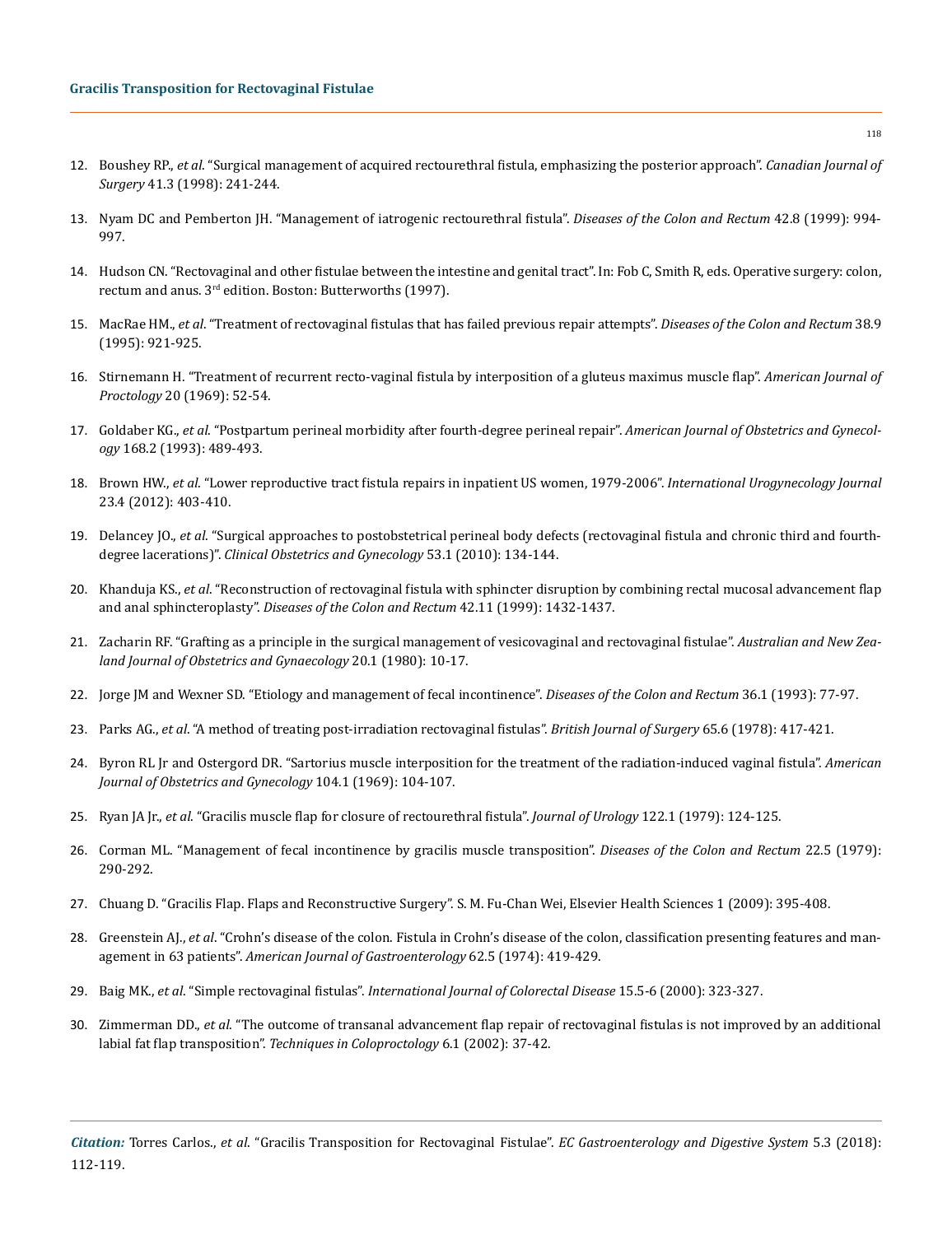12. Boushey RP., *et al*. "Surgical management of acquired rectourethral fistula, emphasizing the posterior approach". *Canadian Journal of Surgery* 41.3 (1998): 241-244.

13. Nyam DC and Pemberton JH. "Management of iatrogenic rectourethral fistula". *Diseases of the Colon and Rectum* 42.8 (1999): 994-997.

14. Hudson CN. "Rectovaginal and other fistulae between the intestine and genital tract". In: Fob C, Smith R, eds. Operative surgery: colon, rectum and anus. 3rd edition. Boston: Butterworths (1997).

15. MacRae HM., *et al*. "Treatment of rectovaginal fistulas that has failed previous repair attempts". *Diseases of the Colon and Rectum* 38.9 (1995): 921-925.

16. Stirnemann H. "Treatment of recurrent recto-vaginal fistula by interposition of a gluteus maximus muscle flap". *American Journal of Proctology* 20 (1969): 52-54.

17. Goldaber KG., *et al*. "Postpartum perineal morbidity after fourth-degree perineal repair". *American Journal of Obstetrics and Gynecology* 168.2 (1993): 489-493.

18. Brown HW., *et al*. "Lower reproductive tract fistula repairs in inpatient US women, 1979-2006". *International Urogynecology Journal* 23.4 (2012): 403-410.

19. Delancey JO., *et al*. "Surgical approaches to postobstetrical perineal body defects (rectovaginal fistula and chronic third and fourth-degree lacerations)". *Clinical Obstetrics and Gynecology* 53.1 (2010): 134-144.

20. Khanduja KS., *et al*. "Reconstruction of rectovaginal fistula with sphincter disruption by combining rectal mucosal advancement flap and anal sphincteroplasty". *Diseases of the Colon and Rectum* 42.11 (1999): 1432-1437.

21. Zacharin RF. "Grafting as a principle in the surgical management of vesicovaginal and rectovaginal fistulae". *Australian and New Zealand Journal of Obstetrics and Gynaecology* 20.1 (1980): 10-17.

22. Jorge JM and Wexner SD. "Etiology and management of fecal incontinence". *Diseases of the Colon and Rectum* 36.1 (1993): 77-97.

23. Parks AG., *et al*. "A method of treating post-irradiation rectovaginal fistulas". *British Journal of Surgery* 65.6 (1978): 417-421.

24. Byron RL Jr and Ostergord DR. "Sartorius muscle interposition for the treatment of the radiation-induced vaginal fistula". *American Journal of Obstetrics and Gynecology* 104.1 (1969): 104-107.

25. Ryan JA Jr., *et al*. "Gracilis muscle flap for closure of rectourethral fistula". *Journal of Urology* 122.1 (1979): 124-125.

26. Corman ML. "Management of fecal incontinence by gracilis muscle transposition". *Diseases of the Colon and Rectum* 22.5 (1979): 290-292.

27. Chuang D. "Gracilis Flap. Flaps and Reconstructive Surgery". S. M. Fu-Chan Wei, Elsevier Health Sciences 1 (2009): 395-408.

28. Greenstein AJ., *et al*. "Crohn's disease of the colon. Fistula in Crohn's disease of the colon, classification presenting features and management in 63 patients". *American Journal of Gastroenterology* 62.5 (1974): 419-429.

29. Baig MK., *et al*. "Simple rectovaginal fistulas". *International Journal of Colorectal Disease* 15.5-6 (2000): 323-327.

30. Zimmerman DD., *et al*. "The outcome of transanal advancement flap repair of rectovaginal fistulas is not improved by an additional labial fat flap transposition". *Techniques in Coloproctology* 6.1 (2002): 37-42.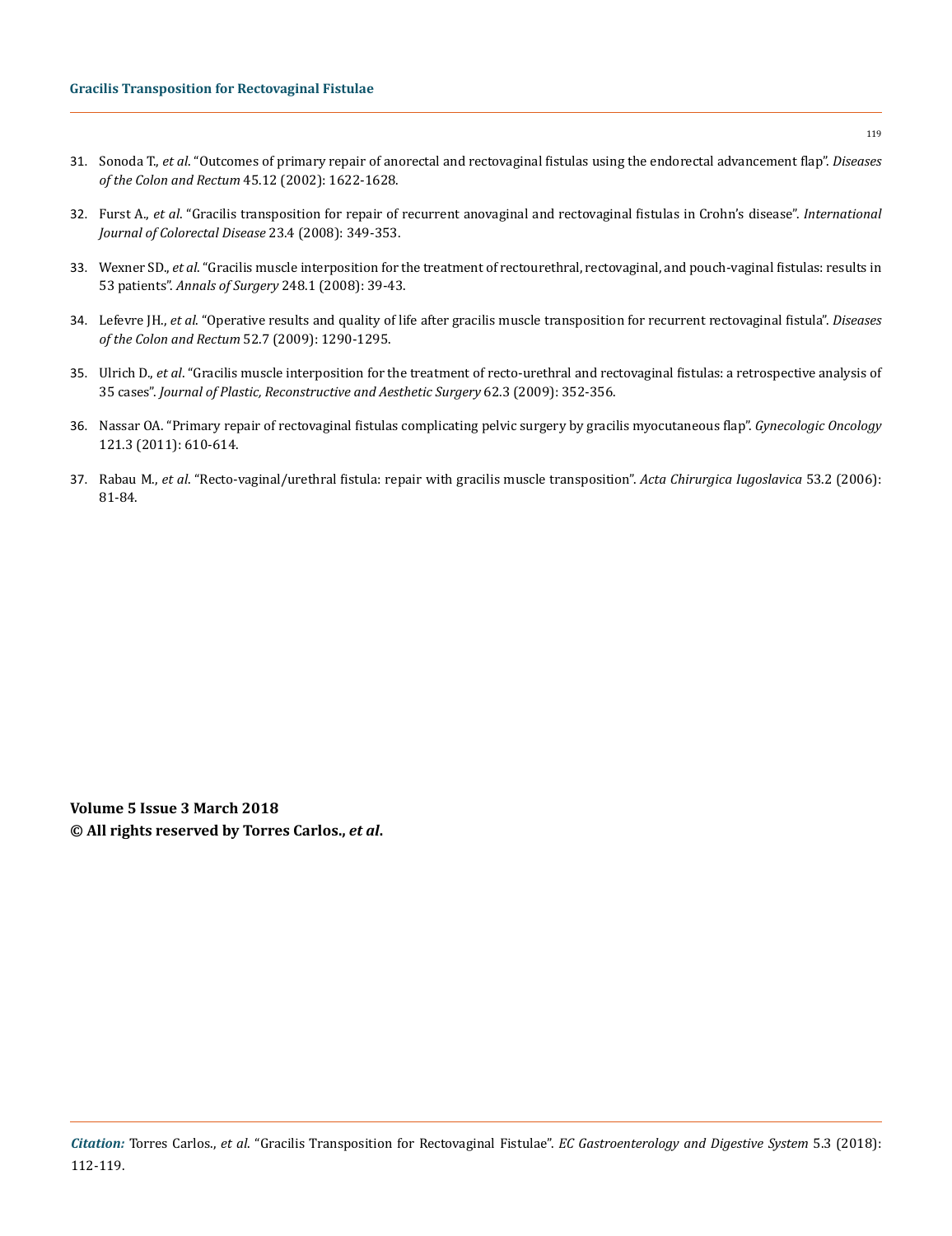31. Sonoda T., *et al*. "Outcomes of primary repair of anorectal and rectovaginal fistulas using the endorectal advancement flap". *Diseases of the Colon and Rectum* 45.12 (2002): 1622-1628.

32. Furst A., *et al*. "Gracilis transposition for repair of recurrent anovaginal and rectovaginal fistulas in Crohn's disease". *International Journal of Colorectal Disease* 23.4 (2008): 349-353.

33. Wexner SD., *et al*. "Gracilis muscle interposition for the treatment of rectourethral, rectovaginal, and pouch-vaginal fistulas: results in 53 patients". *Annals of Surgery* 248.1 (2008): 39-43.

34. Lefevre JH., *et al*. "Operative results and quality of life after gracilis muscle transposition for recurrent rectovaginal fistula". *Diseases of the Colon and Rectum* 52.7 (2009): 1290-1295.

35. Ulrich D., *et al*. "Gracilis muscle interposition for the treatment of recto-urethral and rectovaginal fistulas: a retrospective analysis of 35 cases". *Journal of Plastic, Reconstructive and Aesthetic Surgery* 62.3 (2009): 352-356.

36. Nassar OA. "Primary repair of rectovaginal fistulas complicating pelvic surgery by gracilis myocutaneous flap". *Gynecologic Oncology* 121.3 (2011): 610-614.

37. Rabau M., *et al*. "Recto-vaginal/urethral fistula: repair with gracilis muscle transposition". *Acta Chirurgica Iugoslavica* 53.2 (2006): 81-84.

**Volume 5 Issue 3 March 2018**
**© All rights reserved by Torres Carlos.,** ***et al*****.**